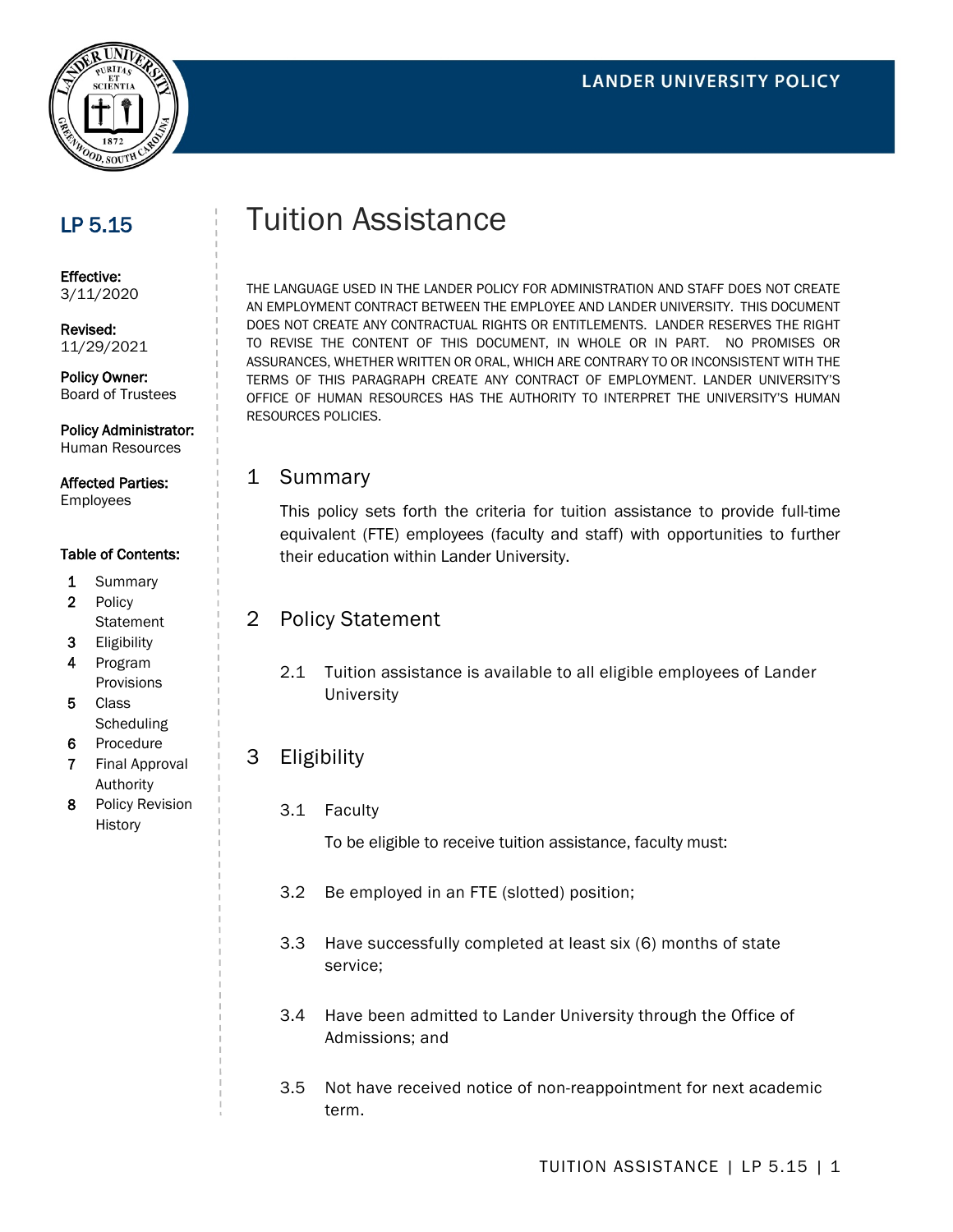LANDER UNIVERSITY POLICY

**LP 5.15**

**Effective:**
3/11/2020

**Revised:**
11/29/2021

**Policy Owner:**
Board of Trustees

**Policy Administrator:**
Human Resources

**Affected Parties:**
Employees

**Table of Contents:**

1. Summary
2. Policy Statement
3. Eligibility
4. Program Provisions
5. Class Scheduling
6. Procedure
7. Final Approval Authority
8. Policy Revision History

# Tuition Assistance

THE LANGUAGE USED IN THE LANDER POLICY FOR ADMINISTRATION AND STAFF DOES NOT CREATE AN EMPLOYMENT CONTRACT BETWEEN THE EMPLOYEE AND LANDER UNIVERSITY. THIS DOCUMENT DOES NOT CREATE ANY CONTRACTUAL RIGHTS OR ENTITLEMENTS. LANDER RESERVES THE RIGHT TO REVISE THE CONTENT OF THIS DOCUMENT, IN WHOLE OR IN PART. NO PROMISES OR ASSURANCES, WHETHER WRITTEN OR ORAL, WHICH ARE CONTRARY TO OR INCONSISTENT WITH THE TERMS OF THIS PARAGRAPH CREATE ANY CONTRACT OF EMPLOYMENT. LANDER UNIVERSITY'S OFFICE OF HUMAN RESOURCES HAS THE AUTHORITY TO INTERPRET THE UNIVERSITY'S HUMAN RESOURCES POLICIES.

## 1 Summary

This policy sets forth the criteria for tuition assistance to provide full-time equivalent (FTE) employees (faculty and staff) with opportunities to further their education within Lander University.

## 2 Policy Statement

2.1 Tuition assistance is available to all eligible employees of Lander University

## 3 Eligibility

3.1 Faculty

To be eligible to receive tuition assistance, faculty must:

3.2 Be employed in an FTE (slotted) position;

3.3 Have successfully completed at least six (6) months of state service;

3.4 Have been admitted to Lander University through the Office of Admissions; and

3.5 Not have received notice of non-reappointment for next academic term.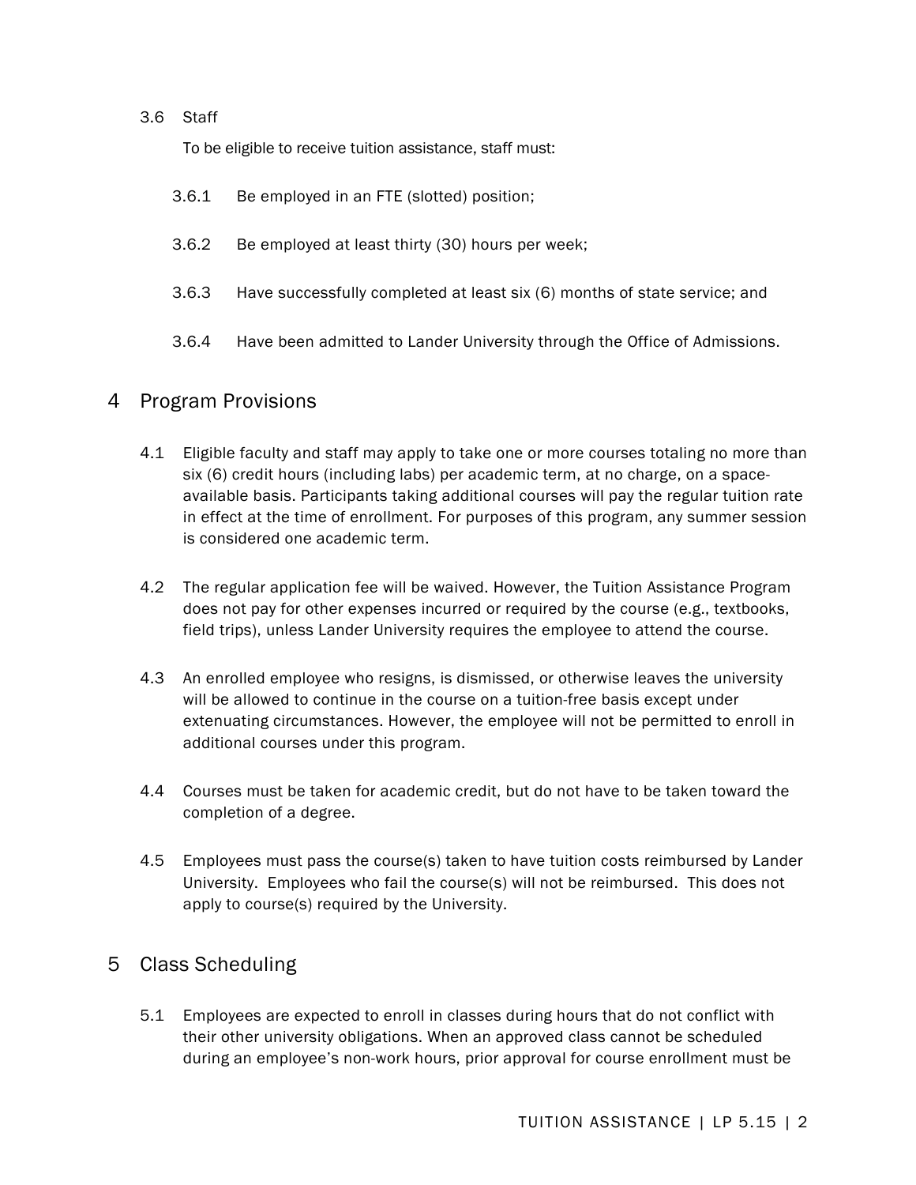3.6 Staff

To be eligible to receive tuition assistance, staff must:

3.6.1 Be employed in an FTE (slotted) position;

3.6.2 Be employed at least thirty (30) hours per week;

3.6.3 Have successfully completed at least six (6) months of state service; and

3.6.4 Have been admitted to Lander University through the Office of Admissions.

## 4 Program Provisions

4.1 Eligible faculty and staff may apply to take one or more courses totaling no more than six (6) credit hours (including labs) per academic term, at no charge, on a space-available basis. Participants taking additional courses will pay the regular tuition rate in effect at the time of enrollment. For purposes of this program, any summer session is considered one academic term.

4.2 The regular application fee will be waived. However, the Tuition Assistance Program does not pay for other expenses incurred or required by the course (e.g., textbooks, field trips), unless Lander University requires the employee to attend the course.

4.3 An enrolled employee who resigns, is dismissed, or otherwise leaves the university will be allowed to continue in the course on a tuition-free basis except under extenuating circumstances. However, the employee will not be permitted to enroll in additional courses under this program.

4.4 Courses must be taken for academic credit, but do not have to be taken toward the completion of a degree.

4.5 Employees must pass the course(s) taken to have tuition costs reimbursed by Lander University. Employees who fail the course(s) will not be reimbursed. This does not apply to course(s) required by the University.

## 5 Class Scheduling

5.1 Employees are expected to enroll in classes during hours that do not conflict with their other university obligations. When an approved class cannot be scheduled during an employee's non-work hours, prior approval for course enrollment must be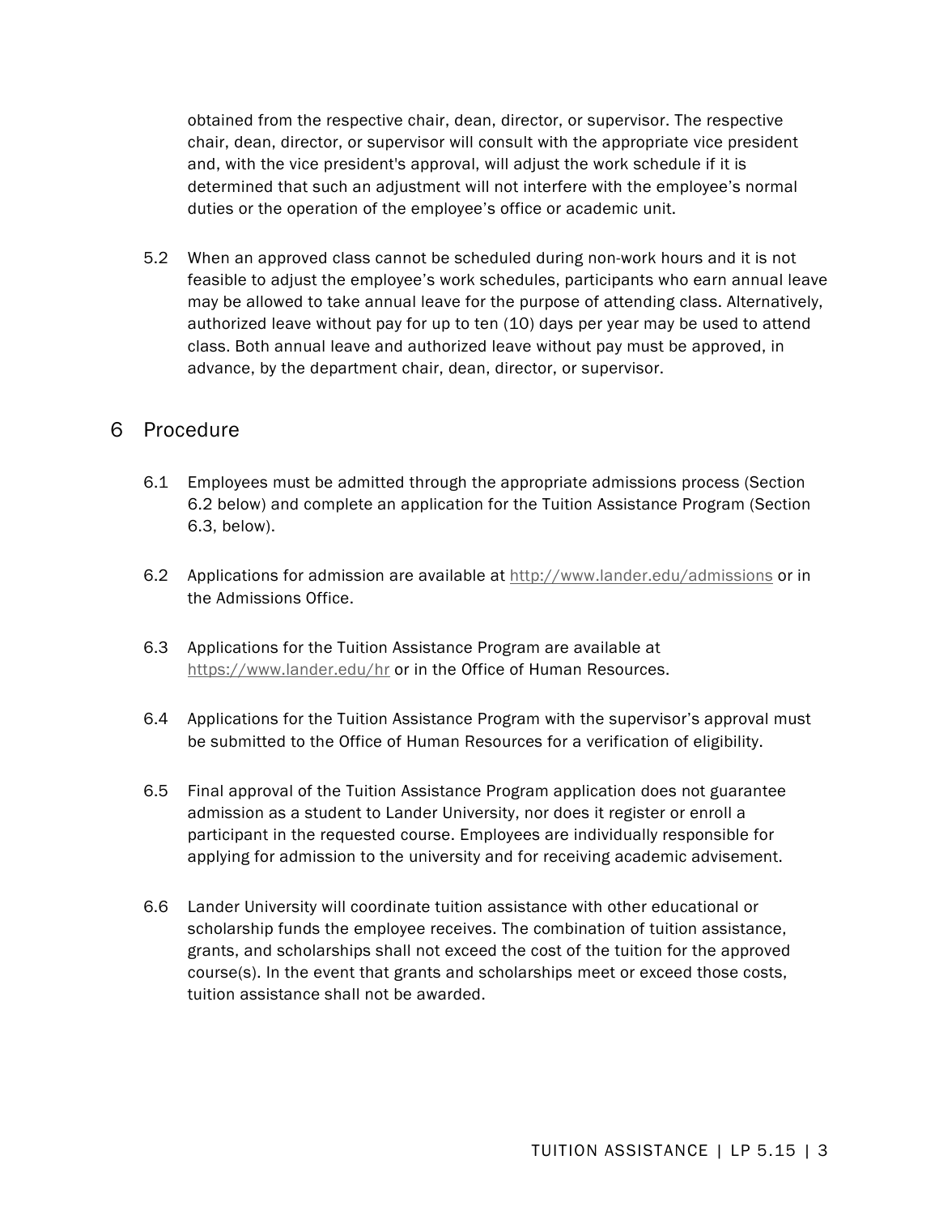obtained from the respective chair, dean, director, or supervisor. The respective chair, dean, director, or supervisor will consult with the appropriate vice president and, with the vice president's approval, will adjust the work schedule if it is determined that such an adjustment will not interfere with the employee's normal duties or the operation of the employee's office or academic unit.

5.2 When an approved class cannot be scheduled during non-work hours and it is not feasible to adjust the employee's work schedules, participants who earn annual leave may be allowed to take annual leave for the purpose of attending class. Alternatively, authorized leave without pay for up to ten (10) days per year may be used to attend class. Both annual leave and authorized leave without pay must be approved, in advance, by the department chair, dean, director, or supervisor.

## 6 Procedure

6.1 Employees must be admitted through the appropriate admissions process (Section 6.2 below) and complete an application for the Tuition Assistance Program (Section 6.3, below).

6.2 Applications for admission are available at http://www.lander.edu/admissions or in the Admissions Office.

6.3 Applications for the Tuition Assistance Program are available at https://www.lander.edu/hr or in the Office of Human Resources.

6.4 Applications for the Tuition Assistance Program with the supervisor's approval must be submitted to the Office of Human Resources for a verification of eligibility.

6.5 Final approval of the Tuition Assistance Program application does not guarantee admission as a student to Lander University, nor does it register or enroll a participant in the requested course. Employees are individually responsible for applying for admission to the university and for receiving academic advisement.

6.6 Lander University will coordinate tuition assistance with other educational or scholarship funds the employee receives. The combination of tuition assistance, grants, and scholarships shall not exceed the cost of the tuition for the approved course(s). In the event that grants and scholarships meet or exceed those costs, tuition assistance shall not be awarded.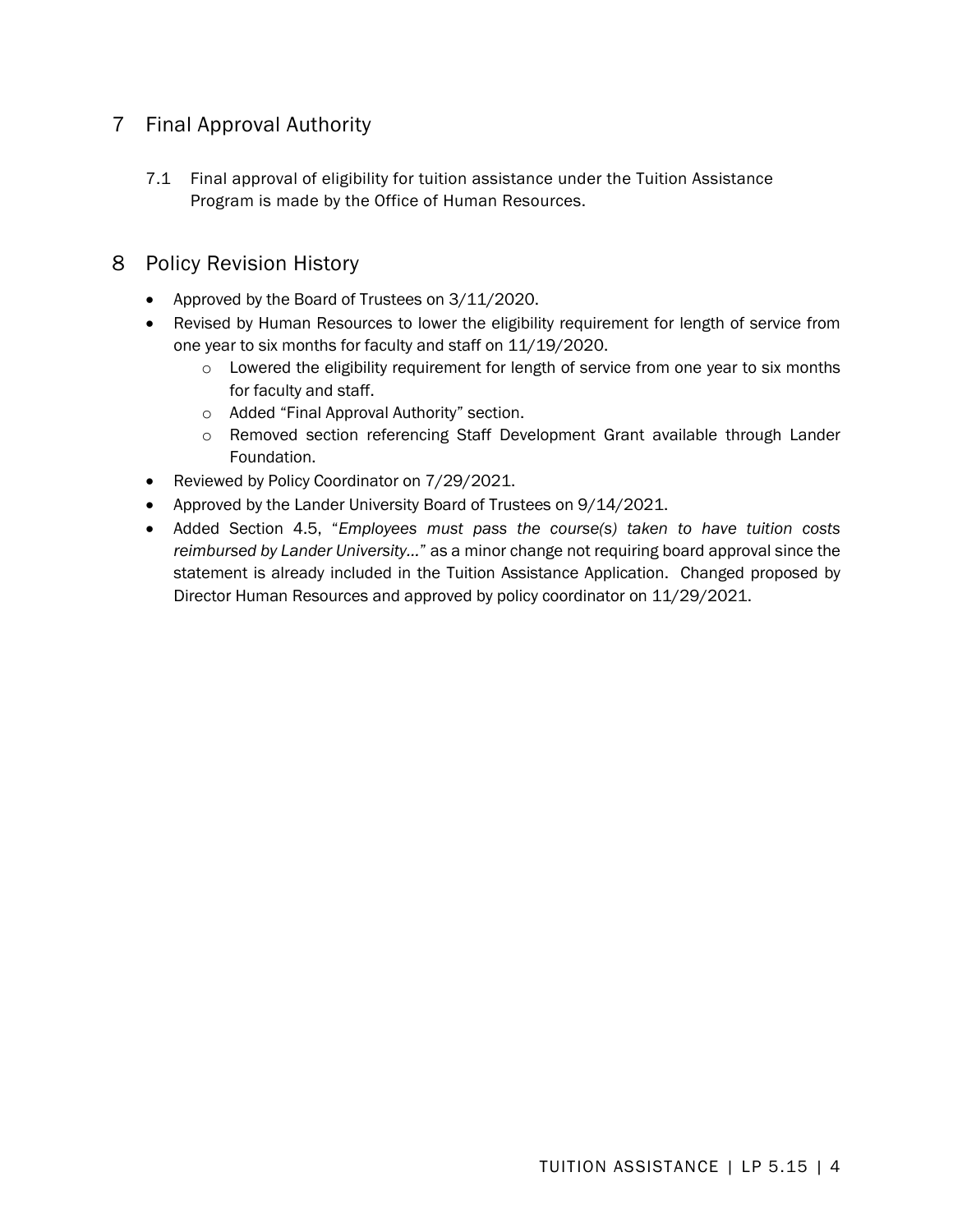## 7 Final Approval Authority

7.1 Final approval of eligibility for tuition assistance under the Tuition Assistance Program is made by the Office of Human Resources.

## 8 Policy Revision History

- Approved by the Board of Trustees on 3/11/2020.
- Revised by Human Resources to lower the eligibility requirement for length of service from one year to six months for faculty and staff on 11/19/2020.
  - Lowered the eligibility requirement for length of service from one year to six months for faculty and staff.
  - Added "Final Approval Authority" section.
  - Removed section referencing Staff Development Grant available through Lander Foundation.
- Reviewed by Policy Coordinator on 7/29/2021.
- Approved by the Lander University Board of Trustees on 9/14/2021.
- Added Section 4.5, "*Employees must pass the course(s) taken to have tuition costs reimbursed by Lander University...*" as a minor change not requiring board approval since the statement is already included in the Tuition Assistance Application. Changed proposed by Director Human Resources and approved by policy coordinator on 11/29/2021.